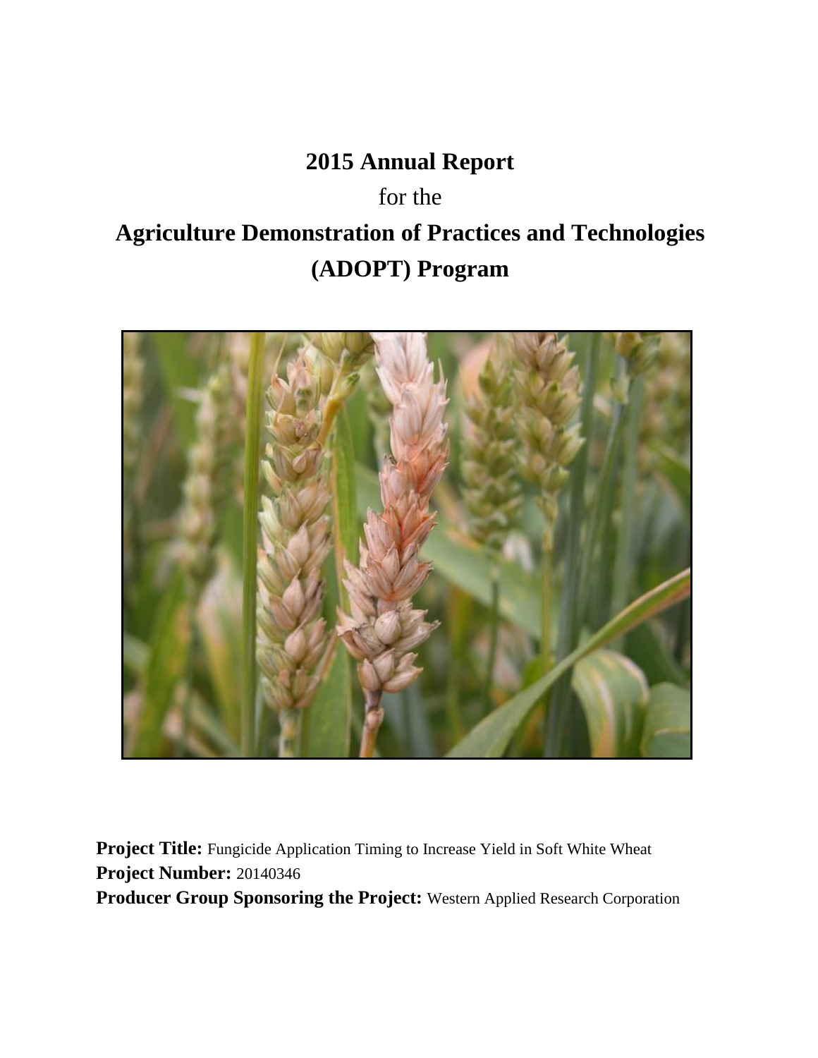# 2015 Annual Report

for the

# Agriculture Demonstration of Practices and Technologies (ADOPT) Program

**Project Title:** Fungicide Application Timing to Increase Yield in Soft White Wheat

**Project Number:** 20140346

**Producer Group Sponsoring the Project:** Western Applied Research Corporation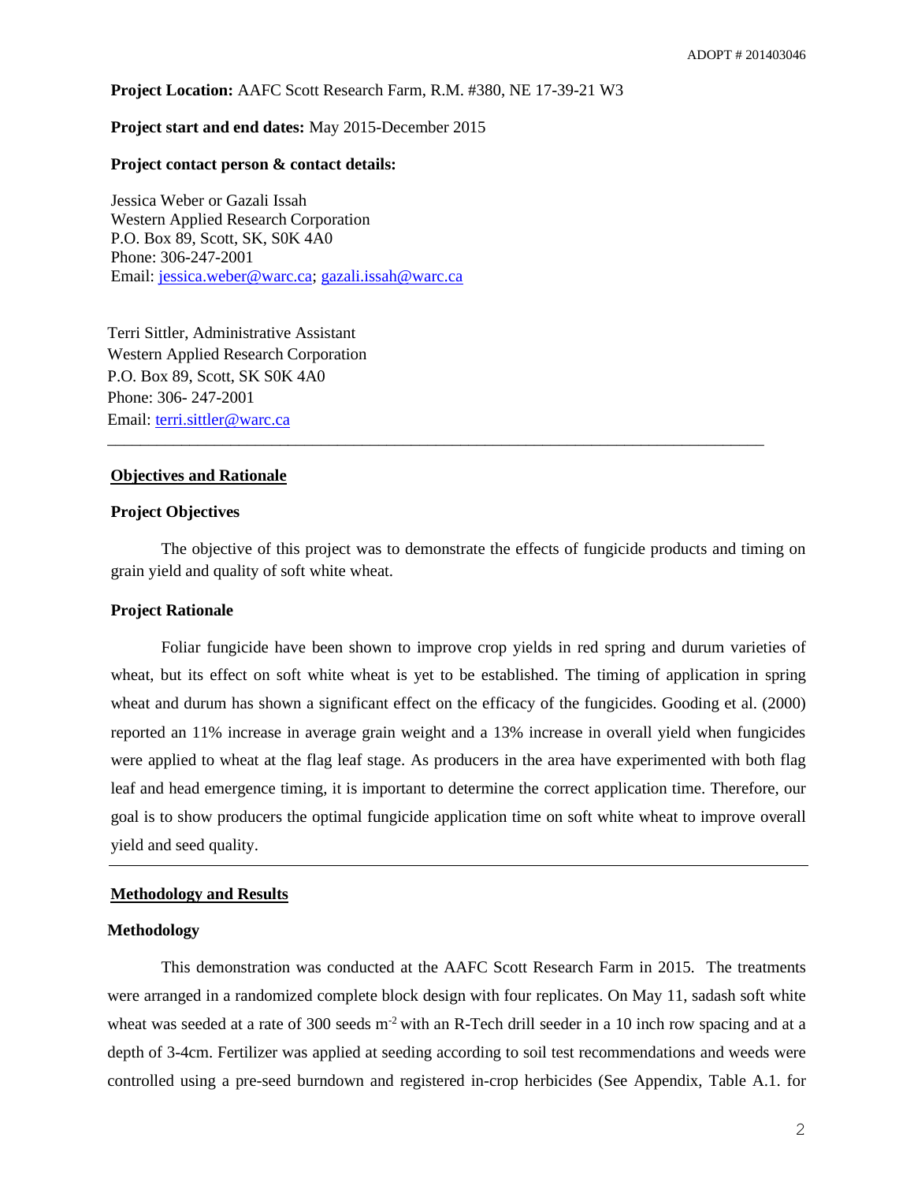**Project Location:** AAFC Scott Research Farm, R.M. #380, NE 17-39-21 W3

**Project start and end dates:** May 2015-December 2015

**Project contact person & contact details:**

Jessica Weber or Gazali Issah
Western Applied Research Corporation
P.O. Box 89, Scott, SK, S0K 4A0
Phone: 306-247-2001
Email: jessica.weber@warc.ca; gazali.issah@warc.ca

Terri Sittler, Administrative Assistant
Western Applied Research Corporation
P.O. Box 89, Scott, SK S0K 4A0
Phone: 306- 247-2001
Email: terri.sittler@warc.ca

---

## Objectives and Rationale

### Project Objectives

The objective of this project was to demonstrate the effects of fungicide products and timing on grain yield and quality of soft white wheat.

### Project Rationale

Foliar fungicide have been shown to improve crop yields in red spring and durum varieties of wheat, but its effect on soft white wheat is yet to be established. The timing of application in spring wheat and durum has shown a significant effect on the efficacy of the fungicides. Gooding et al. (2000) reported an 11% increase in average grain weight and a 13% increase in overall yield when fungicides were applied to wheat at the flag leaf stage. As producers in the area have experimented with both flag leaf and head emergence timing, it is important to determine the correct application time. Therefore, our goal is to show producers the optimal fungicide application time on soft white wheat to improve overall yield and seed quality.

---

## Methodology and Results

### Methodology

This demonstration was conducted at the AAFC Scott Research Farm in 2015. The treatments were arranged in a randomized complete block design with four replicates. On May 11, sadash soft white wheat was seeded at a rate of 300 seeds m$^{-2}$ with an R-Tech drill seeder in a 10 inch row spacing and at a depth of 3-4cm. Fertilizer was applied at seeding according to soil test recommendations and weeds were controlled using a pre-seed burndown and registered in-crop herbicides (See Appendix, Table A.1. for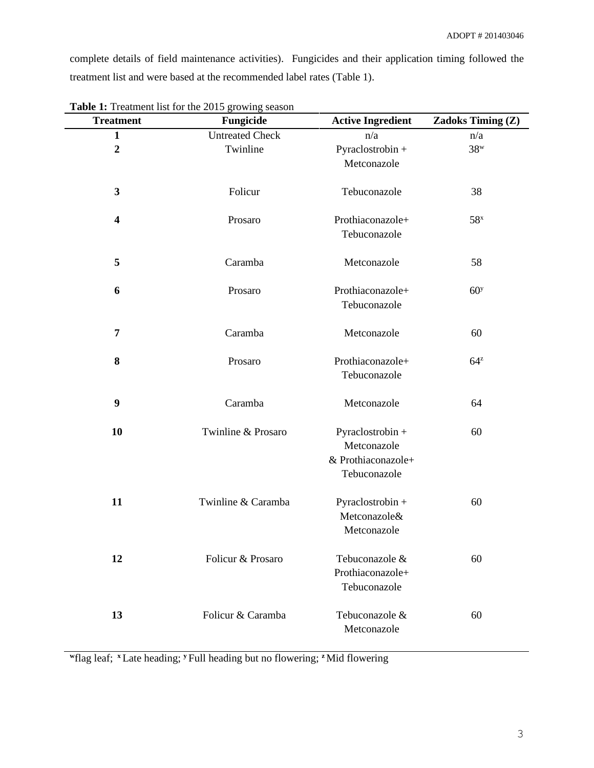complete details of field maintenance activities). Fungicides and their application timing followed the treatment list and were based at the recommended label rates (Table 1).

**Table 1:** Treatment list for the 2015 growing season

| Treatment | Fungicide | Active Ingredient | Zadoks Timing (Z) |
|---|---|---|---|
| **1** | Untreated Check | n/a | n/a |
| **2** | Twinline | Pyraclostrobin + Metconazole | 38[w] |
| **3** | Folicur | Tebuconazole | 38 |
| **4** | Prosaro | Prothiaconazole+ Tebuconazole | 58[x] |
| **5** | Caramba | Metconazole | 58 |
| **6** | Prosaro | Prothiaconazole+ Tebuconazole | 60[y] |
| **7** | Caramba | Metconazole | 60 |
| **8** | Prosaro | Prothiaconazole+ Tebuconazole | 64[z] |
| **9** | Caramba | Metconazole | 64 |
| **10** | Twinline & Prosaro | Pyraclostrobin + Metconazole & Prothiaconazole+ Tebuconazole | 60 |
| **11** | Twinline & Caramba | Pyraclostrobin + Metconazole& Metconazole | 60 |
| **12** | Folicur & Prosaro | Tebuconazole & Prothiaconazole+ Tebuconazole | 60 |
| **13** | Folicur & Caramba | Tebuconazole & Metconazole | 60 |

[w]flag leaf; [x] Late heading; [y] Full heading but no flowering; [z] Mid flowering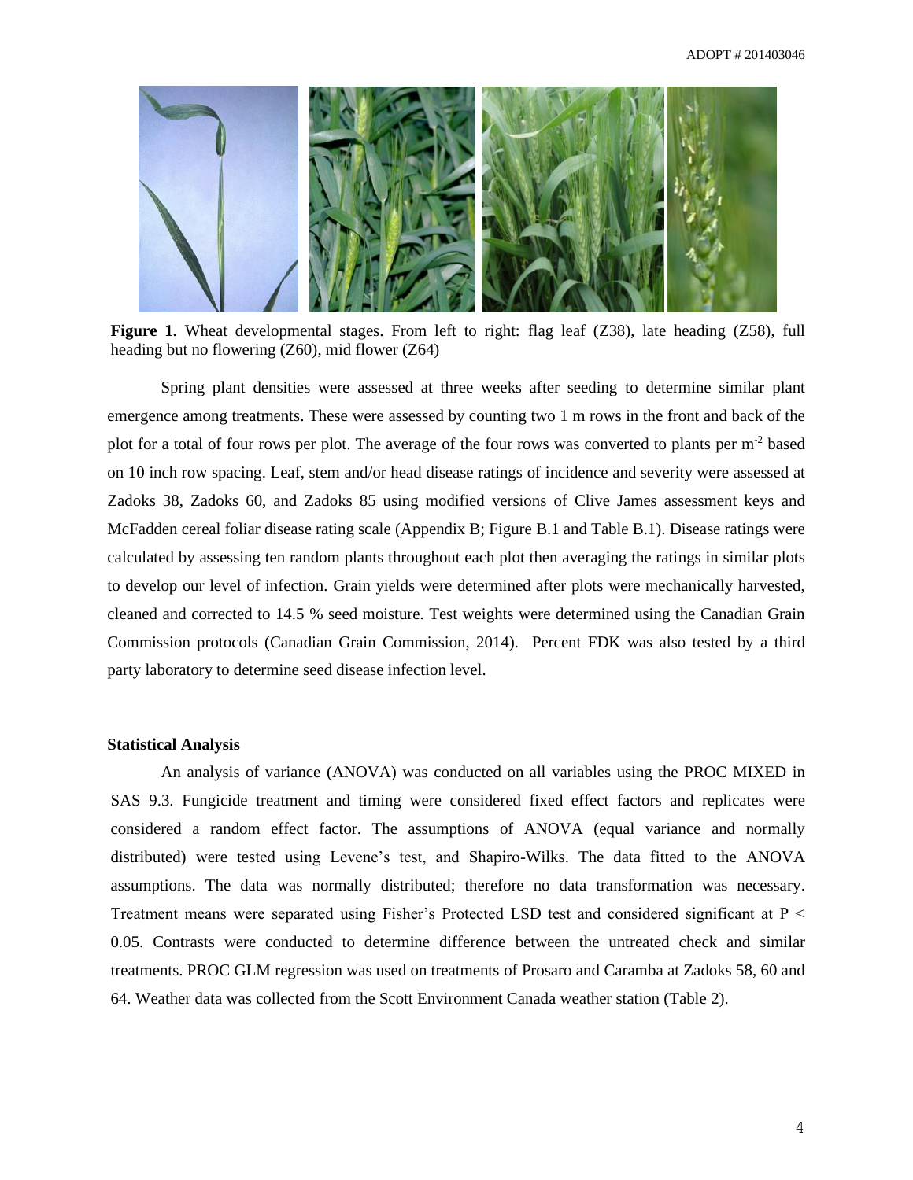**Figure 1.** Wheat developmental stages. From left to right: flag leaf (Z38), late heading (Z58), full heading but no flowering (Z60), mid flower (Z64)

Spring plant densities were assessed at three weeks after seeding to determine similar plant emergence among treatments. These were assessed by counting two 1 m rows in the front and back of the plot for a total of four rows per plot. The average of the four rows was converted to plants per $m^{-2}$ based on 10 inch row spacing. Leaf, stem and/or head disease ratings of incidence and severity were assessed at Zadoks 38, Zadoks 60, and Zadoks 85 using modified versions of Clive James assessment keys and McFadden cereal foliar disease rating scale (Appendix B; Figure B.1 and Table B.1). Disease ratings were calculated by assessing ten random plants throughout each plot then averaging the ratings in similar plots to develop our level of infection. Grain yields were determined after plots were mechanically harvested, cleaned and corrected to 14.5 % seed moisture. Test weights were determined using the Canadian Grain Commission protocols (Canadian Grain Commission, 2014). Percent FDK was also tested by a third party laboratory to determine seed disease infection level.

### Statistical Analysis

An analysis of variance (ANOVA) was conducted on all variables using the PROC MIXED in SAS 9.3. Fungicide treatment and timing were considered fixed effect factors and replicates were considered a random effect factor. The assumptions of ANOVA (equal variance and normally distributed) were tested using Levene's test, and Shapiro-Wilks. The data fitted to the ANOVA assumptions. The data was normally distributed; therefore no data transformation was necessary. Treatment means were separated using Fisher's Protected LSD test and considered significant at $P < 0.05$. Contrasts were conducted to determine difference between the untreated check and similar treatments. PROC GLM regression was used on treatments of Prosaro and Caramba at Zadoks 58, 60 and 64. Weather data was collected from the Scott Environment Canada weather station (Table 2).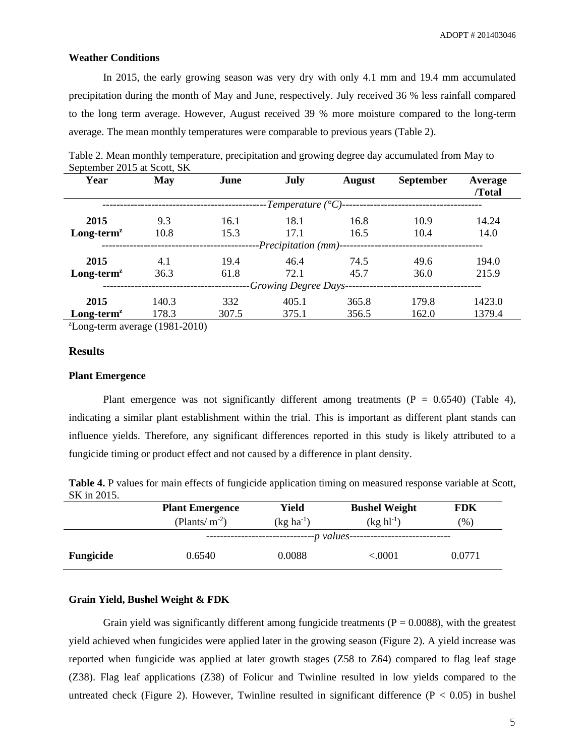**Weather Conditions**

In 2015, the early growing season was very dry with only 4.1 mm and 19.4 mm accumulated precipitation during the month of May and June, respectively. July received 36 % less rainfall compared to the long term average. However, August received 39 % more moisture compared to the long-term average. The mean monthly temperatures were comparable to previous years (Table 2).

Table 2. Mean monthly temperature, precipitation and growing degree day accumulated from May to September 2015 at Scott, SK

| Year | May | June | July | August | September | Average /Total |
|---|---|---|---|---|---|---|
| | | | *Temperature (°C)* | | | |
| **2015** | 9.3 | 16.1 | 18.1 | 16.8 | 10.9 | 14.24 |
| **Long-term**[z] | 10.8 | 15.3 | 17.1 | 16.5 | 10.4 | 14.0 |
| | | | *Precipitation (mm)* | | | |
| **2015** | 4.1 | 19.4 | 46.4 | 74.5 | 49.6 | 194.0 |
| **Long-term**[z] | 36.3 | 61.8 | 72.1 | 45.7 | 36.0 | 215.9 |
| | | | *Growing Degree Days* | | | |
| **2015** | 140.3 | 332 | 405.1 | 365.8 | 179.8 | 1423.0 |
| **Long-term**[z] | 178.3 | 307.5 | 375.1 | 356.5 | 162.0 | 1379.4 |

[z]Long-term average (1981-2010)

## Results

**Plant Emergence**

Plant emergence was not significantly different among treatments (P = 0.6540) (Table 4), indicating a similar plant establishment within the trial. This is important as different plant stands can influence yields. Therefore, any significant differences reported in this study is likely attributed to a fungicide timing or product effect and not caused by a difference in plant density.

**Table 4.** P values for main effects of fungicide application timing on measured response variable at Scott, SK in 2015.

| | Plant Emergence (Plants/ $m^{-2}$) | Yield (kg $ha^{-1}$) | Bushel Weight (kg $hl^{-1}$) | FDK (%) |
|---|---|---|---|---|
| | | *p values* | | |
| **Fungicide** | 0.6540 | 0.0088 | <.0001 | 0.0771 |

**Grain Yield, Bushel Weight & FDK**

Grain yield was significantly different among fungicide treatments (P = 0.0088), with the greatest yield achieved when fungicides were applied later in the growing season (Figure 2). A yield increase was reported when fungicide was applied at later growth stages (Z58 to Z64) compared to flag leaf stage (Z38). Flag leaf applications (Z38) of Folicur and Twinline resulted in low yields compared to the untreated check (Figure 2). However, Twinline resulted in significant difference ($P < 0.05$) in bushel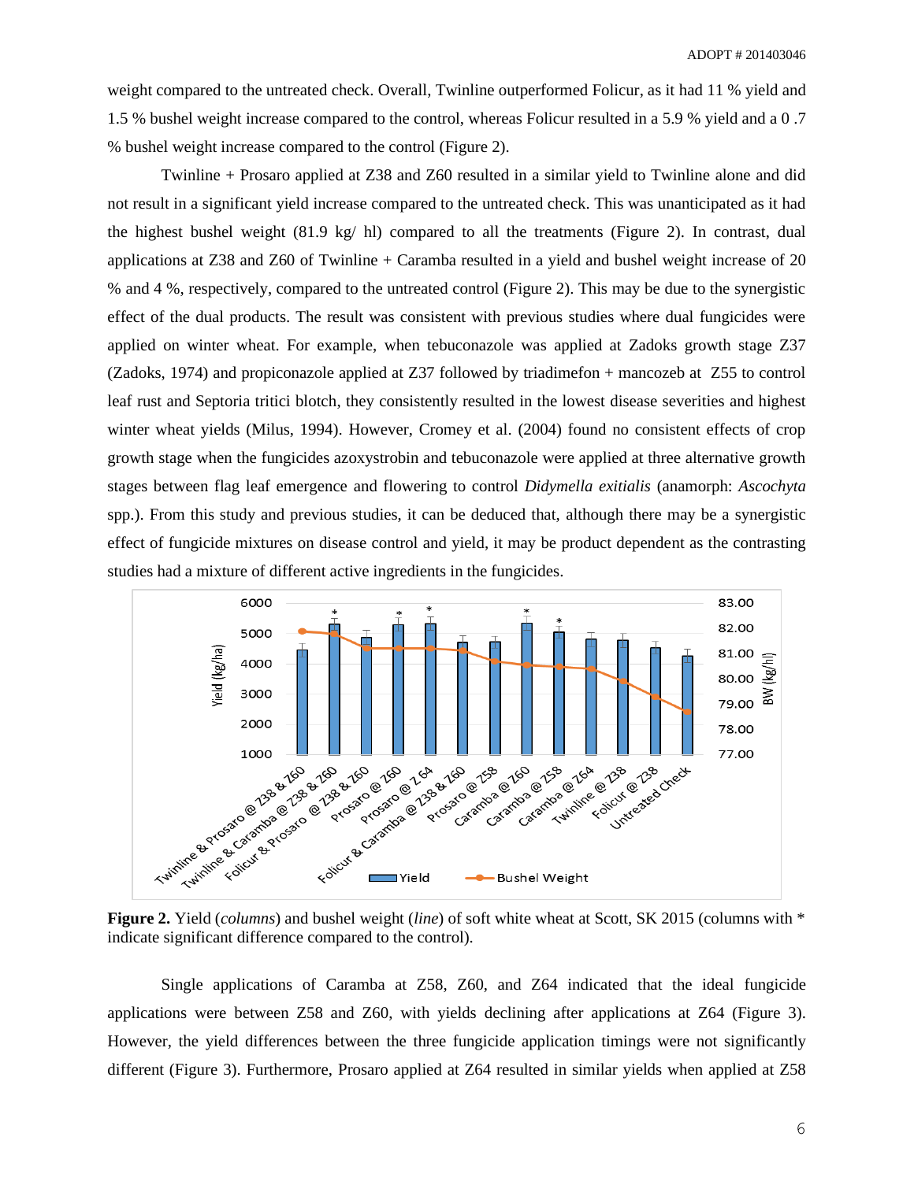weight compared to the untreated check. Overall, Twinline outperformed Folicur, as it had 11 % yield and 1.5 % bushel weight increase compared to the control, whereas Folicur resulted in a 5.9 % yield and a 0 .7 % bushel weight increase compared to the control (Figure 2).

Twinline + Prosaro applied at Z38 and Z60 resulted in a similar yield to Twinline alone and did not result in a significant yield increase compared to the untreated check. This was unanticipated as it had the highest bushel weight (81.9 kg/ hl) compared to all the treatments (Figure 2). In contrast, dual applications at Z38 and Z60 of Twinline + Caramba resulted in a yield and bushel weight increase of 20 % and 4 %, respectively, compared to the untreated control (Figure 2). This may be due to the synergistic effect of the dual products. The result was consistent with previous studies where dual fungicides were applied on winter wheat. For example, when tebuconazole was applied at Zadoks growth stage Z37 (Zadoks, 1974) and propiconazole applied at Z37 followed by triadimefon + mancozeb at Z55 to control leaf rust and Septoria tritici blotch, they consistently resulted in the lowest disease severities and highest winter wheat yields (Milus, 1994). However, Cromey et al. (2004) found no consistent effects of crop growth stage when the fungicides azoxystrobin and tebuconazole were applied at three alternative growth stages between flag leaf emergence and flowering to control *Didymella exitialis* (anamorph: *Ascochyta* spp.). From this study and previous studies, it can be deduced that, although there may be a synergistic effect of fungicide mixtures on disease control and yield, it may be product dependent as the contrasting studies had a mixture of different active ingredients in the fungicides.

**Figure 2.** Yield (*columns*) and bushel weight (*line*) of soft white wheat at Scott, SK 2015 (columns with * indicate significant difference compared to the control).

Single applications of Caramba at Z58, Z60, and Z64 indicated that the ideal fungicide applications were between Z58 and Z60, with yields declining after applications at Z64 (Figure 3). However, the yield differences between the three fungicide application timings were not significantly different (Figure 3). Furthermore, Prosaro applied at Z64 resulted in similar yields when applied at Z58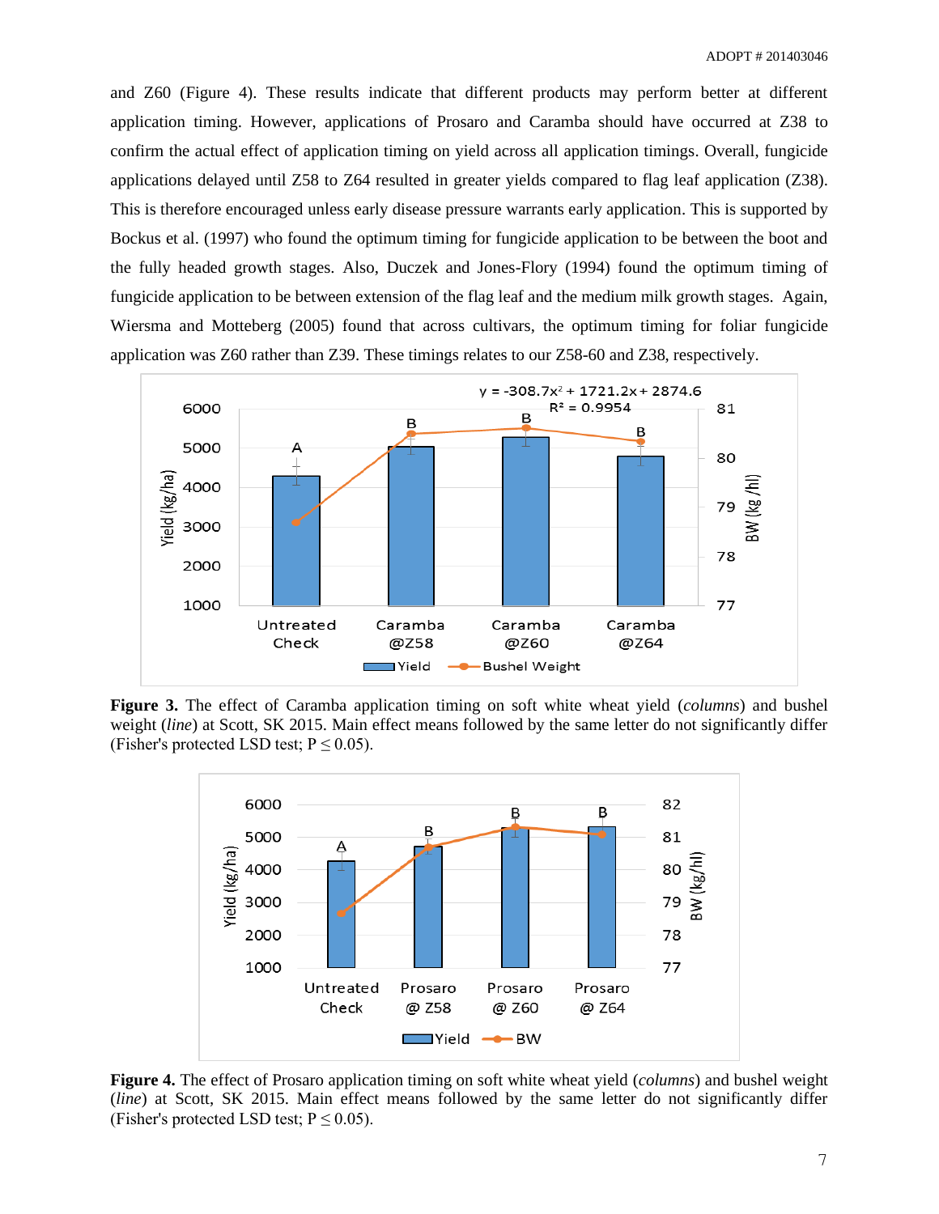and Z60 (Figure 4). These results indicate that different products may perform better at different application timing. However, applications of Prosaro and Caramba should have occurred at Z38 to confirm the actual effect of application timing on yield across all application timings. Overall, fungicide applications delayed until Z58 to Z64 resulted in greater yields compared to flag leaf application (Z38). This is therefore encouraged unless early disease pressure warrants early application. This is supported by Bockus et al. (1997) who found the optimum timing for fungicide application to be between the boot and the fully headed growth stages. Also, Duczek and Jones-Flory (1994) found the optimum timing of fungicide application to be between extension of the flag leaf and the medium milk growth stages. Again, Wiersma and Motteberg (2005) found that across cultivars, the optimum timing for foliar fungicide application was Z60 rather than Z39. These timings relates to our Z58-60 and Z38, respectively.

**Figure 3.** The effect of Caramba application timing on soft white wheat yield (*columns*) and bushel weight (*line*) at Scott, SK 2015. Main effect means followed by the same letter do not significantly differ (Fisher's protected LSD test; P ≤ 0.05).

**Figure 4.** The effect of Prosaro application timing on soft white wheat yield (*columns*) and bushel weight (*line*) at Scott, SK 2015. Main effect means followed by the same letter do not significantly differ (Fisher's protected LSD test; P ≤ 0.05).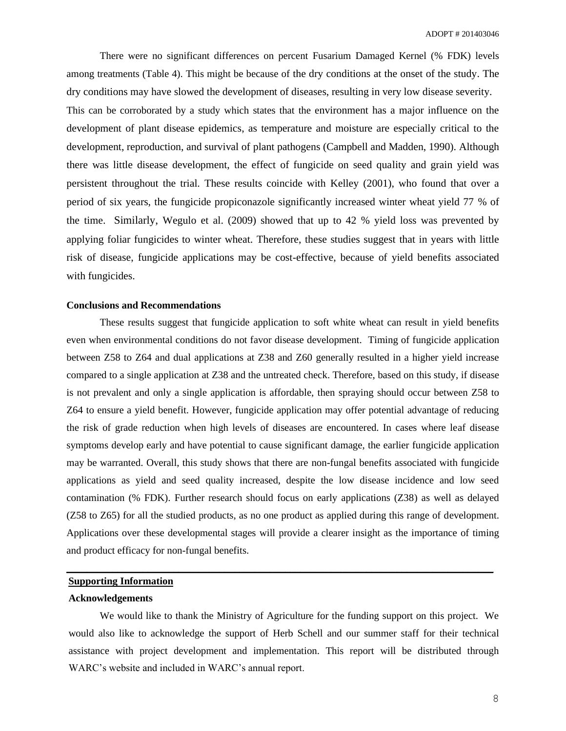There were no significant differences on percent Fusarium Damaged Kernel (% FDK) levels among treatments (Table 4). This might be because of the dry conditions at the onset of the study. The dry conditions may have slowed the development of diseases, resulting in very low disease severity. This can be corroborated by a study which states that the environment has a major influence on the development of plant disease epidemics, as temperature and moisture are especially critical to the development, reproduction, and survival of plant pathogens (Campbell and Madden, 1990). Although there was little disease development, the effect of fungicide on seed quality and grain yield was persistent throughout the trial. These results coincide with Kelley (2001), who found that over a period of six years, the fungicide propiconazole significantly increased winter wheat yield 77 % of the time. Similarly, Wegulo et al. (2009) showed that up to 42 % yield loss was prevented by applying foliar fungicides to winter wheat. Therefore, these studies suggest that in years with little risk of disease, fungicide applications may be cost-effective, because of yield benefits associated with fungicides.

**Conclusions and Recommendations**

These results suggest that fungicide application to soft white wheat can result in yield benefits even when environmental conditions do not favor disease development. Timing of fungicide application between Z58 to Z64 and dual applications at Z38 and Z60 generally resulted in a higher yield increase compared to a single application at Z38 and the untreated check. Therefore, based on this study, if disease is not prevalent and only a single application is affordable, then spraying should occur between Z58 to Z64 to ensure a yield benefit. However, fungicide application may offer potential advantage of reducing the risk of grade reduction when high levels of diseases are encountered. In cases where leaf disease symptoms develop early and have potential to cause significant damage, the earlier fungicide application may be warranted. Overall, this study shows that there are non-fungal benefits associated with fungicide applications as yield and seed quality increased, despite the low disease incidence and low seed contamination (% FDK). Further research should focus on early applications (Z38) as well as delayed (Z58 to Z65) for all the studied products, as no one product as applied during this range of development. Applications over these developmental stages will provide a clearer insight as the importance of timing and product efficacy for non-fungal benefits.

---

**Supporting Information**

**Acknowledgements**

We would like to thank the Ministry of Agriculture for the funding support on this project. We would also like to acknowledge the support of Herb Schell and our summer staff for their technical assistance with project development and implementation. This report will be distributed through WARC's website and included in WARC's annual report.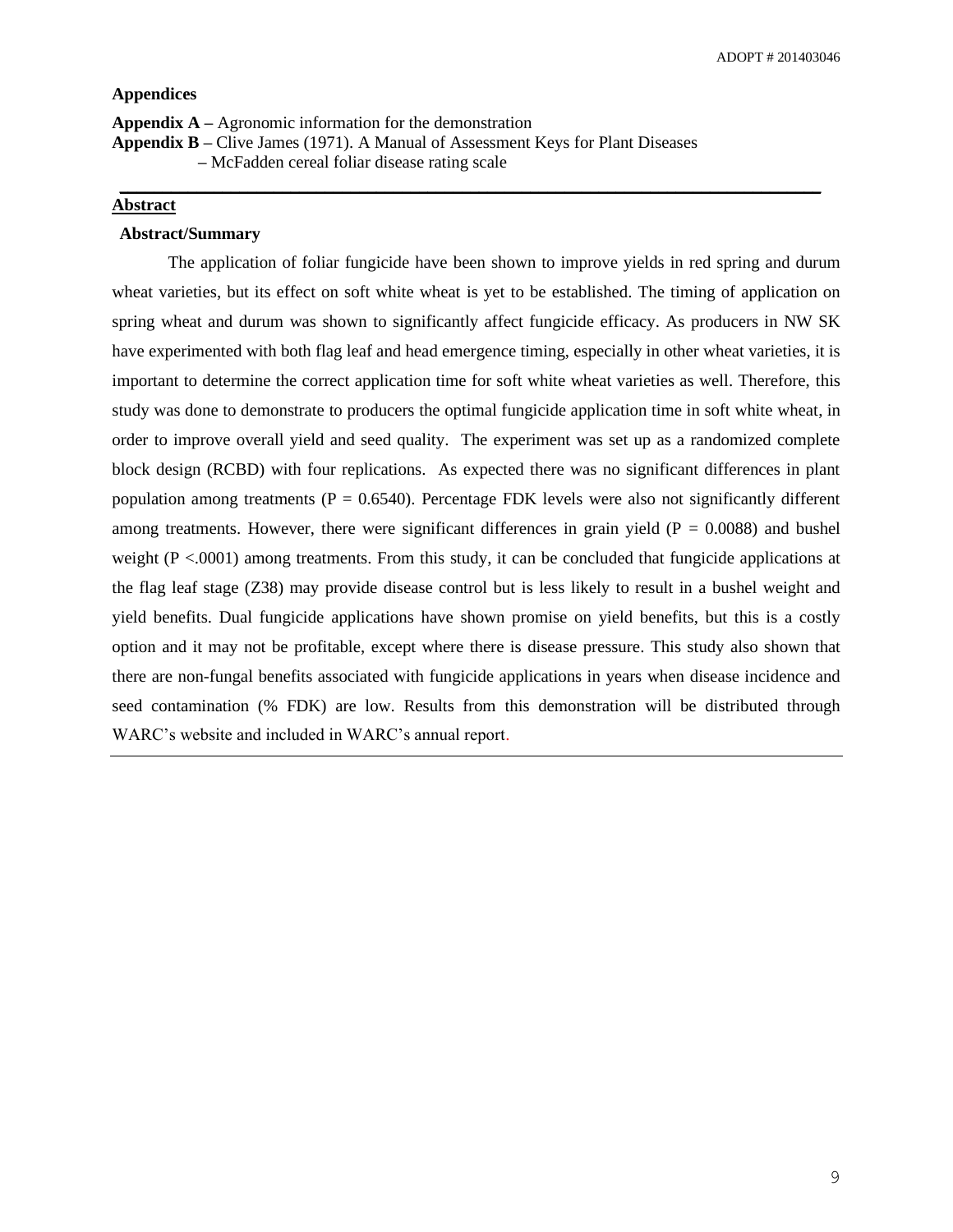### Appendices

**Appendix A –** Agronomic information for the demonstration
**Appendix B –** Clive James (1971). A Manual of Assessment Keys for Plant Diseases
– McFadden cereal foliar disease rating scale

---

## Abstract

### Abstract/Summary

The application of foliar fungicide have been shown to improve yields in red spring and durum wheat varieties, but its effect on soft white wheat is yet to be established. The timing of application on spring wheat and durum was shown to significantly affect fungicide efficacy. As producers in NW SK have experimented with both flag leaf and head emergence timing, especially in other wheat varieties, it is important to determine the correct application time for soft white wheat varieties as well. Therefore, this study was done to demonstrate to producers the optimal fungicide application time in soft white wheat, in order to improve overall yield and seed quality. The experiment was set up as a randomized complete block design (RCBD) with four replications. As expected there was no significant differences in plant population among treatments (P = 0.6540). Percentage FDK levels were also not significantly different among treatments. However, there were significant differences in grain yield (P = 0.0088) and bushel weight (P <.0001) among treatments. From this study, it can be concluded that fungicide applications at the flag leaf stage (Z38) may provide disease control but is less likely to result in a bushel weight and yield benefits. Dual fungicide applications have shown promise on yield benefits, but this is a costly option and it may not be profitable, except where there is disease pressure. This study also shown that there are non-fungal benefits associated with fungicide applications in years when disease incidence and seed contamination (% FDK) are low. Results from this demonstration will be distributed through WARC's website and included in WARC's annual report.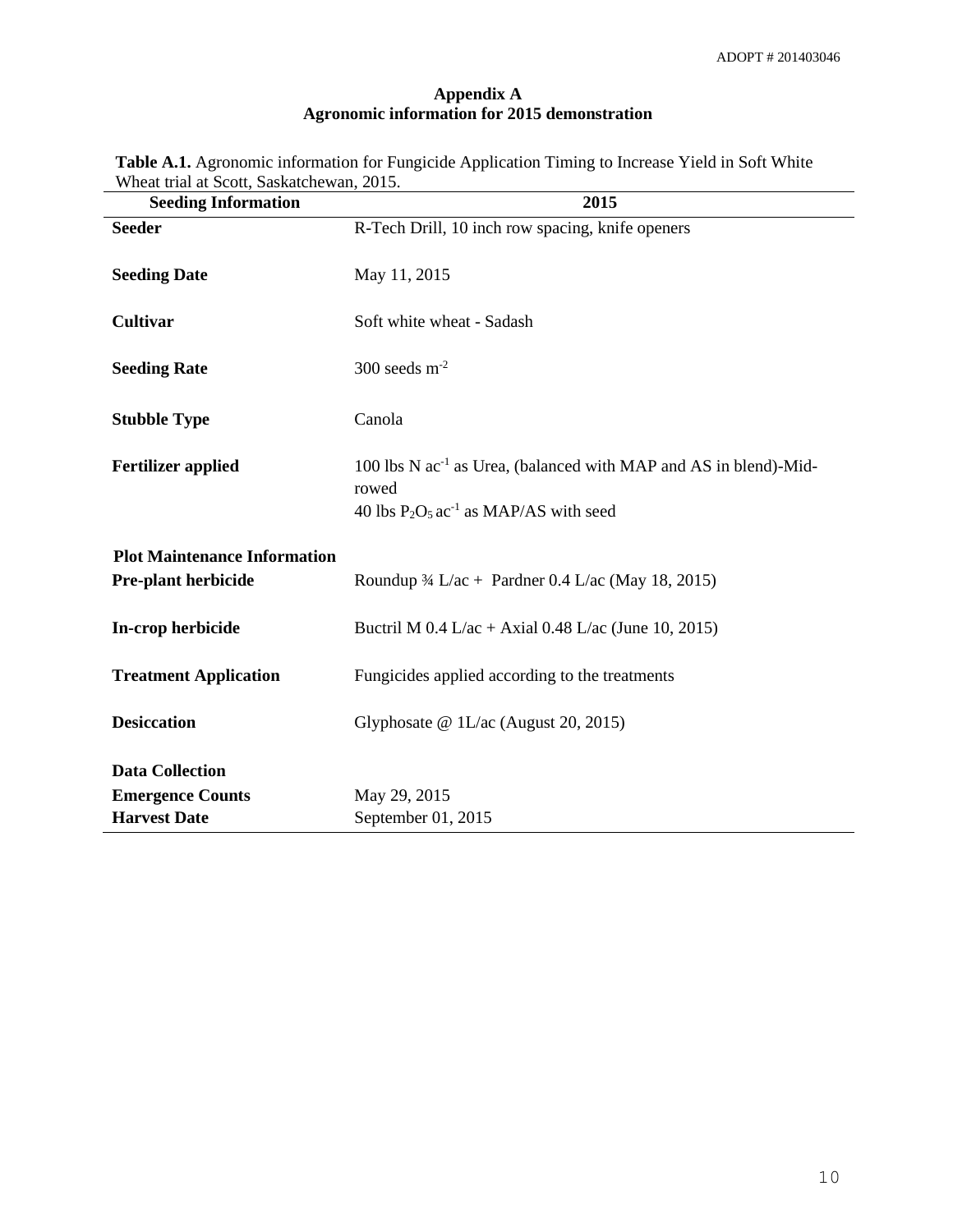# Appendix A
## Agronomic information for 2015 demonstration

**Table A.1.** Agronomic information for Fungicide Application Timing to Increase Yield in Soft White Wheat trial at Scott, Saskatchewan, 2015.

| Seeding Information | 2015 |
|---|---|
| **Seeder** | R-Tech Drill, 10 inch row spacing, knife openers |
| **Seeding Date** | May 11, 2015 |
| **Cultivar** | Soft white wheat - Sadash |
| **Seeding Rate** | 300 seeds $m^{-2}$ |
| **Stubble Type** | Canola |
| **Fertilizer applied** | 100 lbs N $ac^{-1}$ as Urea, (balanced with MAP and AS in blend)-Mid-rowed<br>40 lbs $P_2O_5$ $ac^{-1}$ as MAP/AS with seed |
| **Plot Maintenance Information** | |
| **Pre-plant herbicide** | Roundup ¾ L/ac + Pardner 0.4 L/ac (May 18, 2015) |
| **In-crop herbicide** | Buctril M 0.4 L/ac + Axial 0.48 L/ac (June 10, 2015) |
| **Treatment Application** | Fungicides applied according to the treatments |
| **Desiccation** | Glyphosate @ 1L/ac (August 20, 2015) |
| **Data Collection** | |
| **Emergence Counts** | May 29, 2015 |
| **Harvest Date** | September 01, 2015 |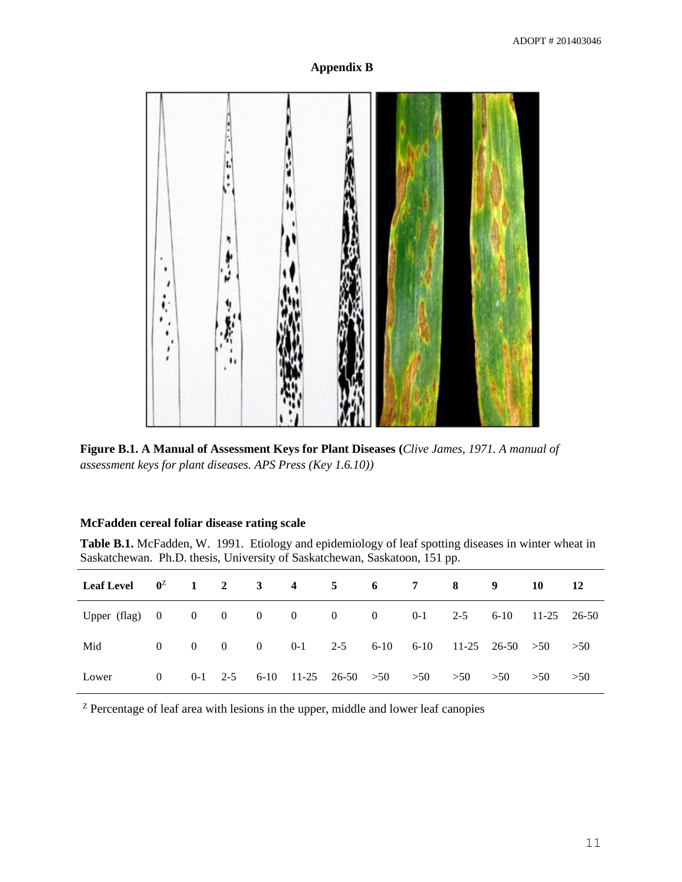## Appendix B

**Figure B.1. A Manual of Assessment Keys for Plant Diseases (***Clive James, 1971. A manual of assessment keys for plant diseases. APS Press (Key 1.6.10)***)**

### McFadden cereal foliar disease rating scale

**Table B.1.** McFadden, W. 1991. Etiology and epidemiology of leaf spotting diseases in winter wheat in Saskatchewan. Ph.D. thesis, University of Saskatchewan, Saskatoon, 151 pp.

| Leaf Level | 0[Z] | 1 | 2 | 3 | 4 | 5 | 6 | 7 | 8 | 9 | 10 | 12 |
|---|---|---|---|---|---|---|---|---|---|---|---|---|
| Upper (flag) | 0 | 0 | 0 | 0 | 0 | 0 | 0 | 0-1 | 2-5 | 6-10 | 11-25 | 26-50 |
| Mid | 0 | 0 | 0 | 0 | 0-1 | 2-5 | 6-10 | 6-10 | 11-25 | 26-50 | >50 | >50 |
| Lower | 0 | 0-1 | 2-5 | 6-10 | 11-25 | 26-50 | >50 | >50 | >50 | >50 | >50 | >50 |

[Z] Percentage of leaf area with lesions in the upper, middle and lower leaf canopies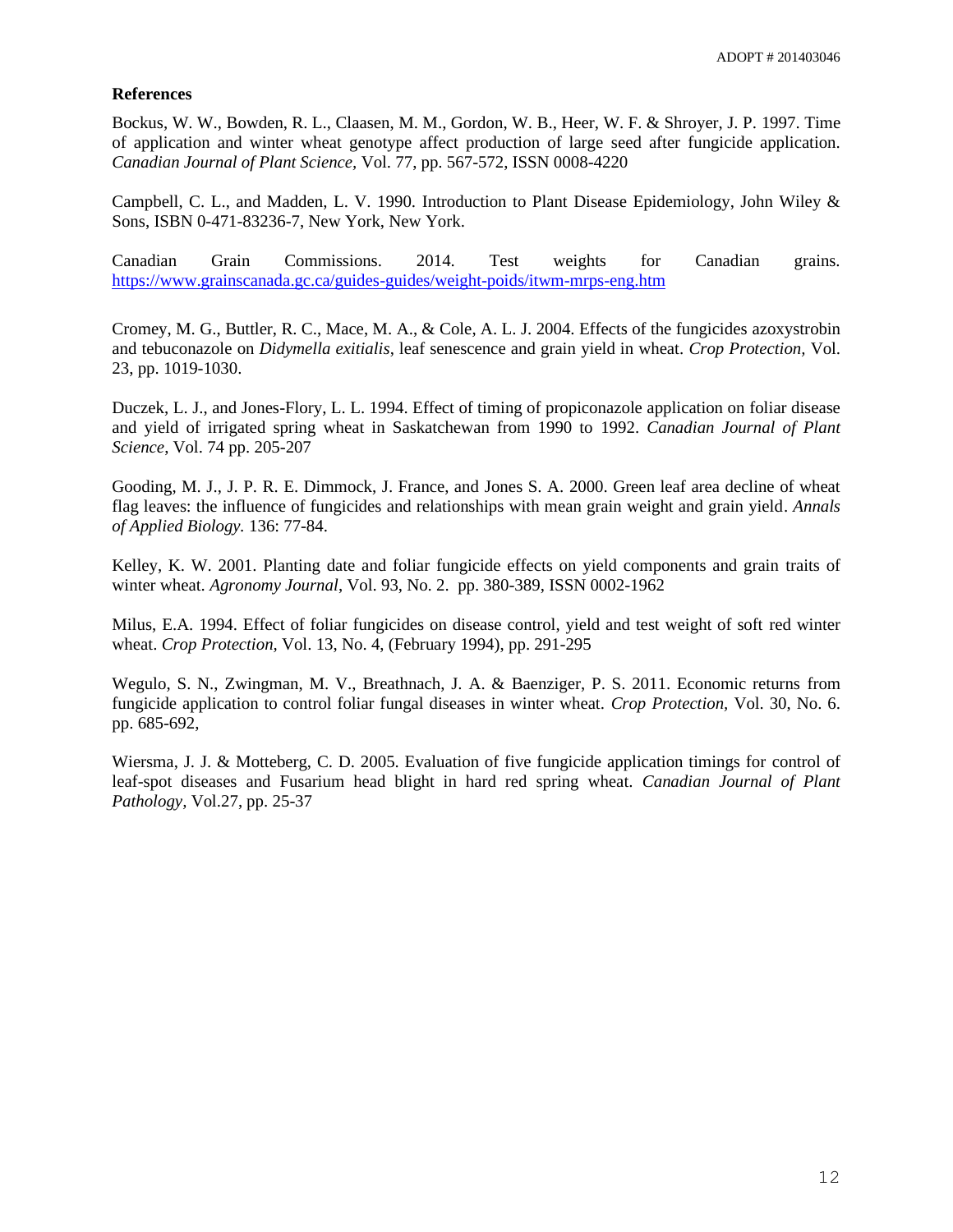**References**

Bockus, W. W., Bowden, R. L., Claasen, M. M., Gordon, W. B., Heer, W. F. & Shroyer, J. P. 1997. Time of application and winter wheat genotype affect production of large seed after fungicide application. *Canadian Journal of Plant Science*, Vol. 77, pp. 567-572, ISSN 0008-4220

Campbell, C. L., and Madden, L. V. 1990. Introduction to Plant Disease Epidemiology, John Wiley & Sons, ISBN 0-471-83236-7, New York, New York.

Canadian Grain Commissions. 2014. Test weights for Canadian grains. https://www.grainscanada.gc.ca/guides-guides/weight-poids/itwm-mrps-eng.htm

Cromey, M. G., Buttler, R. C., Mace, M. A., & Cole, A. L. J. 2004. Effects of the fungicides azoxystrobin and tebuconazole on *Didymella exitialis*, leaf senescence and grain yield in wheat. *Crop Protection*, Vol. 23, pp. 1019-1030.

Duczek, L. J., and Jones-Flory, L. L. 1994. Effect of timing of propiconazole application on foliar disease and yield of irrigated spring wheat in Saskatchewan from 1990 to 1992. *Canadian Journal of Plant Science*, Vol. 74 pp. 205-207

Gooding, M. J., J. P. R. E. Dimmock, J. France, and Jones S. A. 2000. Green leaf area decline of wheat flag leaves: the influence of fungicides and relationships with mean grain weight and grain yield. *Annals of Applied Biology.* 136: 77-84.

Kelley, K. W. 2001. Planting date and foliar fungicide effects on yield components and grain traits of winter wheat. *Agronomy Journal*, Vol. 93, No. 2. pp. 380-389, ISSN 0002-1962

Milus, E.A. 1994. Effect of foliar fungicides on disease control, yield and test weight of soft red winter wheat. *Crop Protection*, Vol. 13, No. 4, (February 1994), pp. 291-295

Wegulo, S. N., Zwingman, M. V., Breathnach, J. A. & Baenziger, P. S. 2011. Economic returns from fungicide application to control foliar fungal diseases in winter wheat. *Crop Protection*, Vol. 30, No. 6. pp. 685-692,

Wiersma, J. J. & Motteberg, C. D. 2005. Evaluation of five fungicide application timings for control of leaf-spot diseases and Fusarium head blight in hard red spring wheat. *Canadian Journal of Plant Pathology*, Vol.27, pp. 25-37